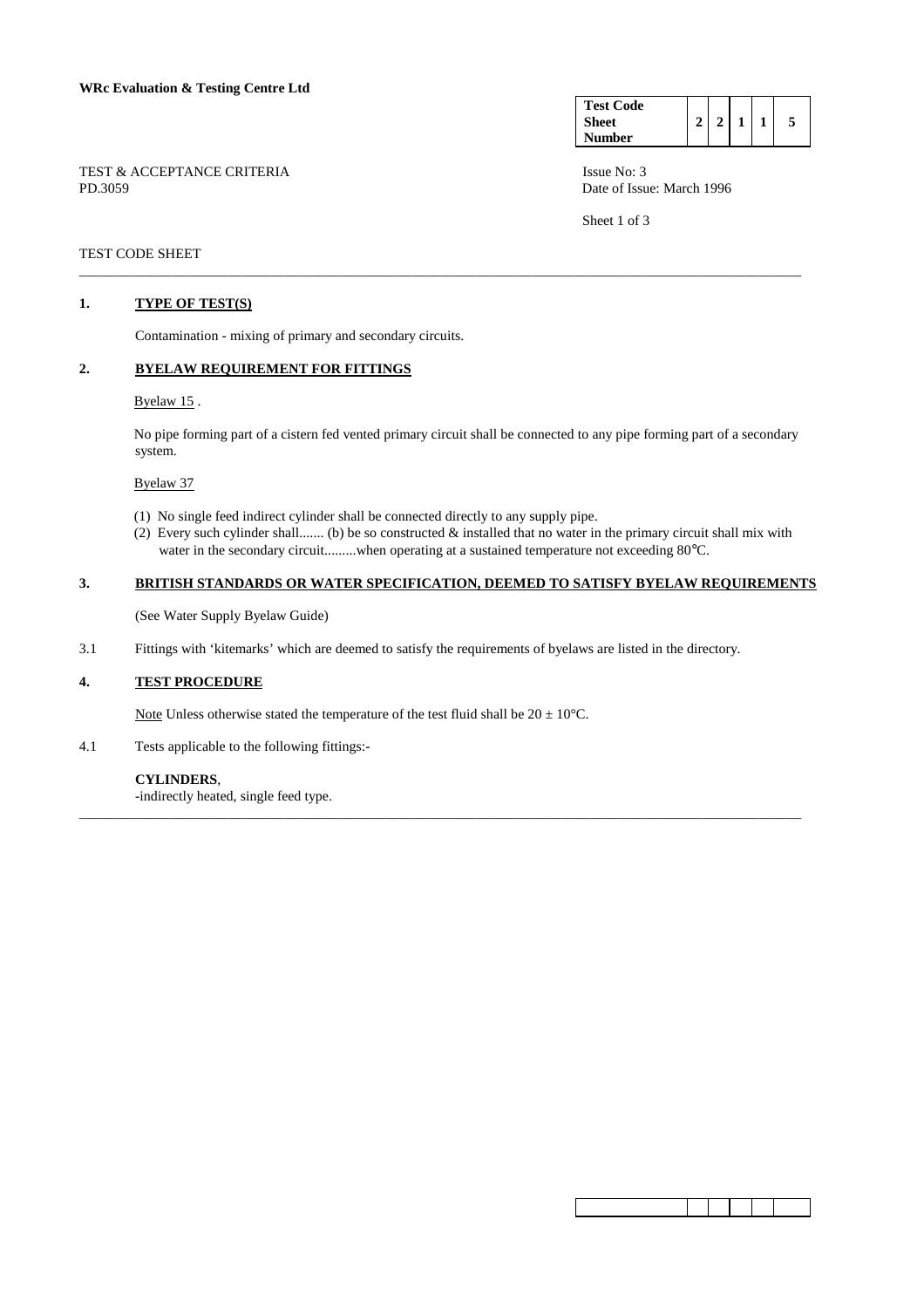**WRc Evaluation & Testing Centre Ltd**

| Test Code Sheet Number | 2 | 2 | 1 | 1 | 5 |
|---|---|---|---|---|---|

TEST & ACCEPTANCE CRITERIA
PD.3059

Issue No: 3
Date of Issue: March 1996

TEST CODE SHEET

## 1. TYPE OF TEST(S)

Contamination - mixing of primary and secondary circuits.

## 2. BYELAW REQUIREMENT FOR FITTINGS

Byelaw 15 .

No pipe forming part of a cistern fed vented primary circuit shall be connected to any pipe forming part of a secondary system.

Byelaw 37

(1) No single feed indirect cylinder shall be connected directly to any supply pipe.
(2) Every such cylinder shall....... (b) be so constructed & installed that no water in the primary circuit shall mix with water in the secondary circuit.........when operating at a sustained temperature not exceeding 80°C.

## 3. BRITISH STANDARDS OR WATER SPECIFICATION, DEEMED TO SATISFY BYELAW REQUIREMENTS

(See Water Supply Byelaw Guide)

3.1 Fittings with 'kitemarks' which are deemed to satisfy the requirements of byelaws are listed in the directory.

## 4. TEST PROCEDURE

Note Unless otherwise stated the temperature of the test fluid shall be $20 \pm 10$°C.

4.1 Tests applicable to the following fittings:-

**CYLINDERS**,
-indirectly heated, single feed type.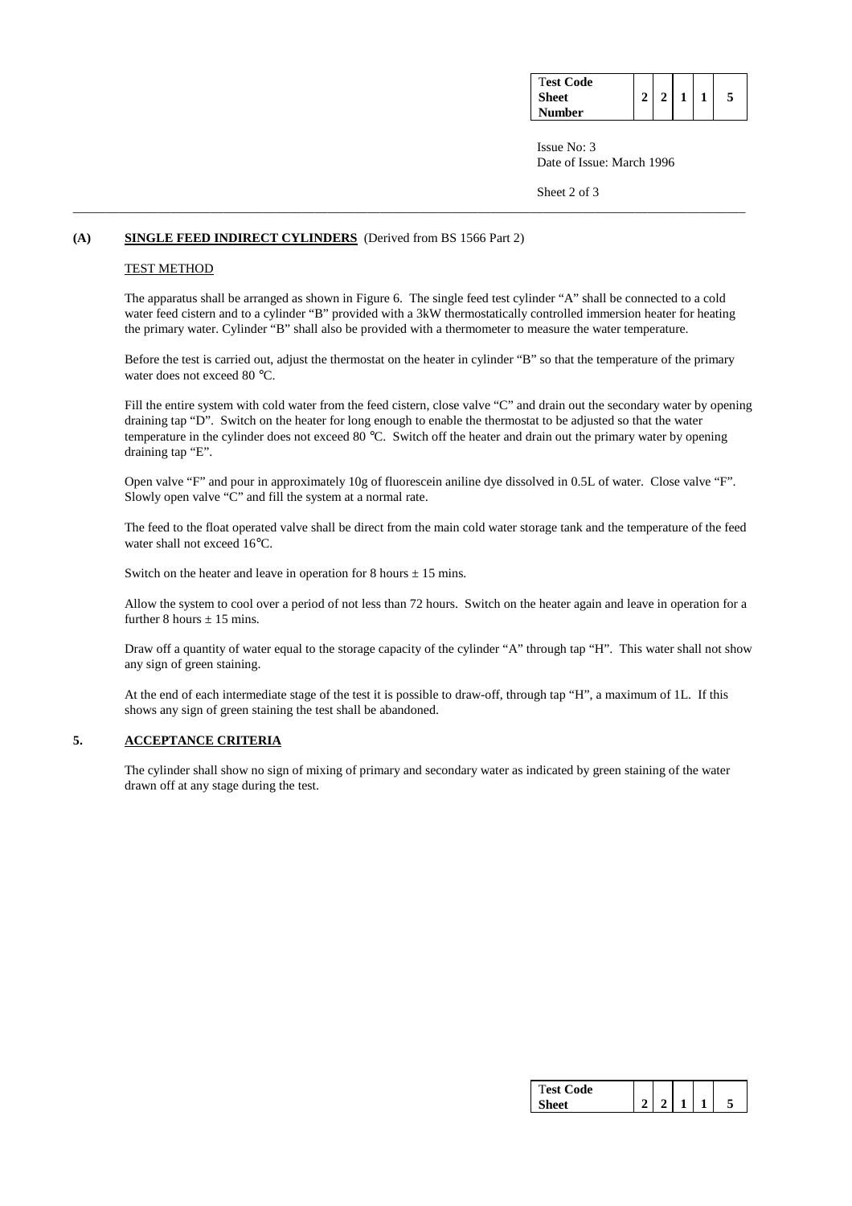## (A) SINGLE FEED INDIRECT CYLINDERS (Derived from BS 1566 Part 2)

### TEST METHOD

The apparatus shall be arranged as shown in Figure 6. The single feed test cylinder "A" shall be connected to a cold water feed cistern and to a cylinder "B" provided with a 3kW thermostatically controlled immersion heater for heating the primary water. Cylinder "B" shall also be provided with a thermometer to measure the water temperature.

Before the test is carried out, adjust the thermostat on the heater in cylinder "B" so that the temperature of the primary water does not exceed 80 °C.

Fill the entire system with cold water from the feed cistern, close valve "C" and drain out the secondary water by opening draining tap "D". Switch on the heater for long enough to enable the thermostat to be adjusted so that the water temperature in the cylinder does not exceed 80 °C. Switch off the heater and drain out the primary water by opening draining tap "E".

Open valve "F" and pour in approximately 10g of fluorescein aniline dye dissolved in 0.5L of water. Close valve "F". Slowly open valve "C" and fill the system at a normal rate.

The feed to the float operated valve shall be direct from the main cold water storage tank and the temperature of the feed water shall not exceed 16°C.

Switch on the heater and leave in operation for 8 hours ± 15 mins.

Allow the system to cool over a period of not less than 72 hours. Switch on the heater again and leave in operation for a further 8 hours ± 15 mins.

Draw off a quantity of water equal to the storage capacity of the cylinder "A" through tap "H". This water shall not show any sign of green staining.

At the end of each intermediate stage of the test it is possible to draw-off, through tap "H", a maximum of 1L. If this shows any sign of green staining the test shall be abandoned.

## 5. ACCEPTANCE CRITERIA

The cylinder shall show no sign of mixing of primary and secondary water as indicated by green staining of the water drawn off at any stage during the test.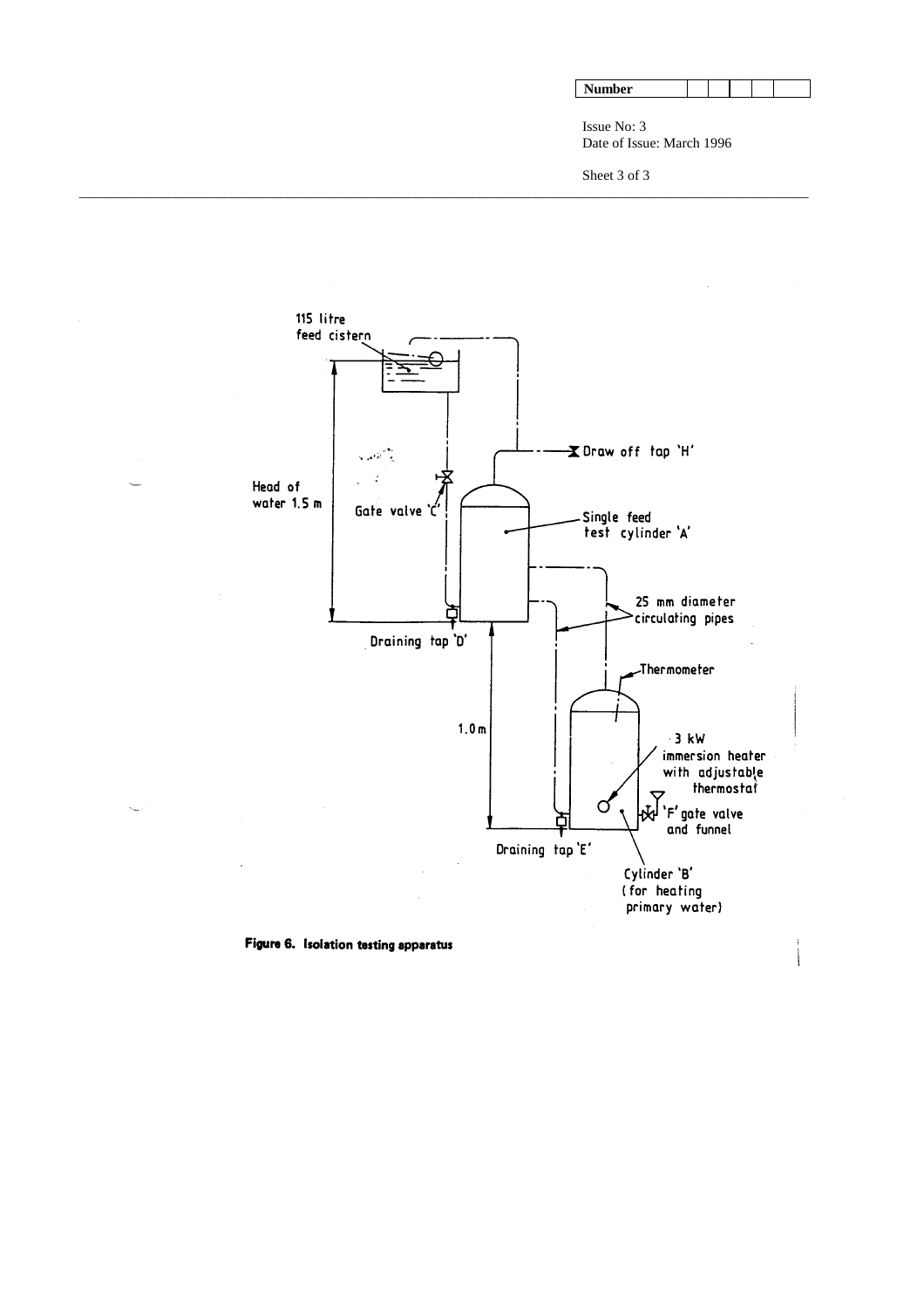| Number | | | | | | |
|---|---|---|---|---|---|---|

Issue No: 3
Date of Issue: March 1996

115 litre
feed cistern

Head of
water 1.5 m

Gate valve 'C'

Draw off tap 'H'

Single feed
test cylinder 'A'

25 mm diameter
circulating pipes

Draining tap 'D'

Thermometer

1.0 m

3 kW
immersion heater
with adjustable
thermostat

'F' gate valve
and funnel

Draining tap 'E'

Cylinder 'B'
(for heating
primary water)

**Figure 6. Isolation testing apparatus**